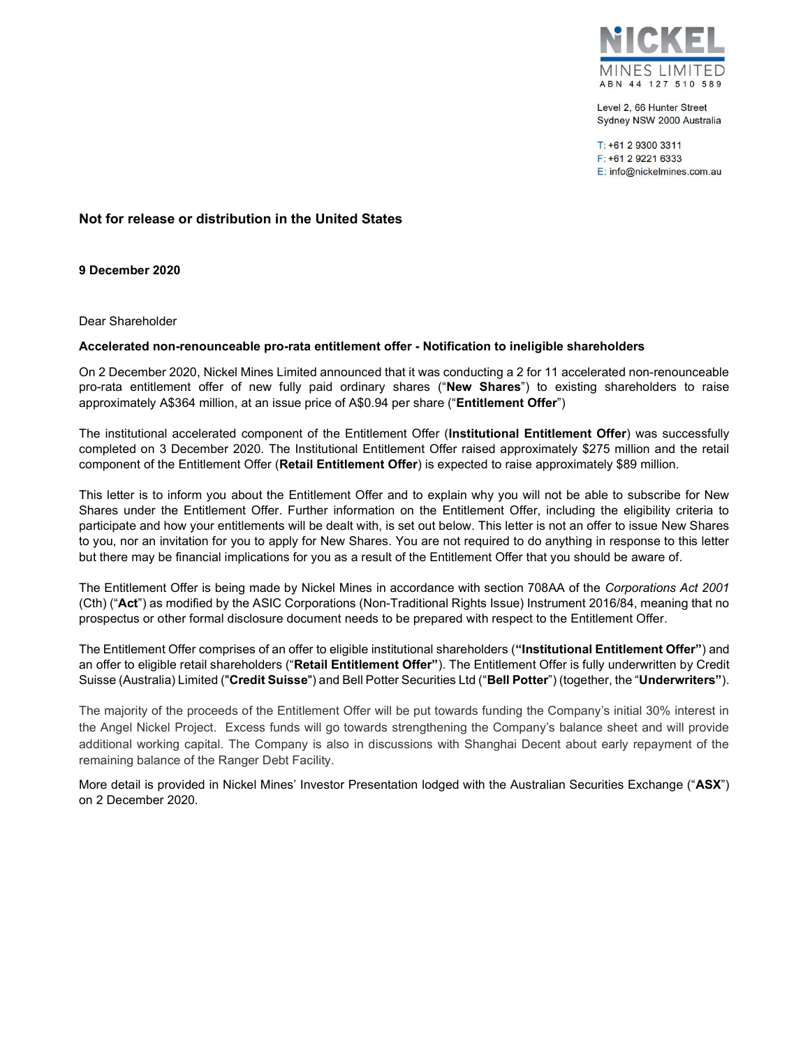NICKEL MINES LIMITED
ABN 44 127 510 589

Level 2, 66 Hunter Street
Sydney NSW 2000 Australia

T: +61 2 9300 3311
F: +61 2 9221 6333
E: info@nickelmines.com.au

## Not for release or distribution in the United States

**9 December 2020**

Dear Shareholder

**Accelerated non-renounceable pro-rata entitlement offer - Notification to ineligible shareholders**

On 2 December 2020, Nickel Mines Limited announced that it was conducting a 2 for 11 accelerated non-renounceable pro-rata entitlement offer of new fully paid ordinary shares ("**New Shares**") to existing shareholders to raise approximately A$364 million, at an issue price of A$0.94 per share ("**Entitlement Offer**")

The institutional accelerated component of the Entitlement Offer (**Institutional Entitlement Offer**) was successfully completed on 3 December 2020. The Institutional Entitlement Offer raised approximately $275 million and the retail component of the Entitlement Offer (**Retail Entitlement Offer**) is expected to raise approximately $89 million.

This letter is to inform you about the Entitlement Offer and to explain why you will not be able to subscribe for New Shares under the Entitlement Offer. Further information on the Entitlement Offer, including the eligibility criteria to participate and how your entitlements will be dealt with, is set out below. This letter is not an offer to issue New Shares to you, nor an invitation for you to apply for New Shares. You are not required to do anything in response to this letter but there may be financial implications for you as a result of the Entitlement Offer that you should be aware of.

The Entitlement Offer is being made by Nickel Mines in accordance with section 708AA of the *Corporations Act 2001* (Cth) ("**Act**") as modified by the ASIC Corporations (Non-Traditional Rights Issue) Instrument 2016/84, meaning that no prospectus or other formal disclosure document needs to be prepared with respect to the Entitlement Offer.

The Entitlement Offer comprises of an offer to eligible institutional shareholders (**"Institutional Entitlement Offer"**) and an offer to eligible retail shareholders ("**Retail Entitlement Offer"**). The Entitlement Offer is fully underwritten by Credit Suisse (Australia) Limited ("**Credit Suisse**") and Bell Potter Securities Ltd ("**Bell Potter**") (together, the "**Underwriters"**).

The majority of the proceeds of the Entitlement Offer will be put towards funding the Company's initial 30% interest in the Angel Nickel Project. Excess funds will go towards strengthening the Company's balance sheet and will provide additional working capital. The Company is also in discussions with Shanghai Decent about early repayment of the remaining balance of the Ranger Debt Facility.

More detail is provided in Nickel Mines' Investor Presentation lodged with the Australian Securities Exchange ("**ASX**") on 2 December 2020.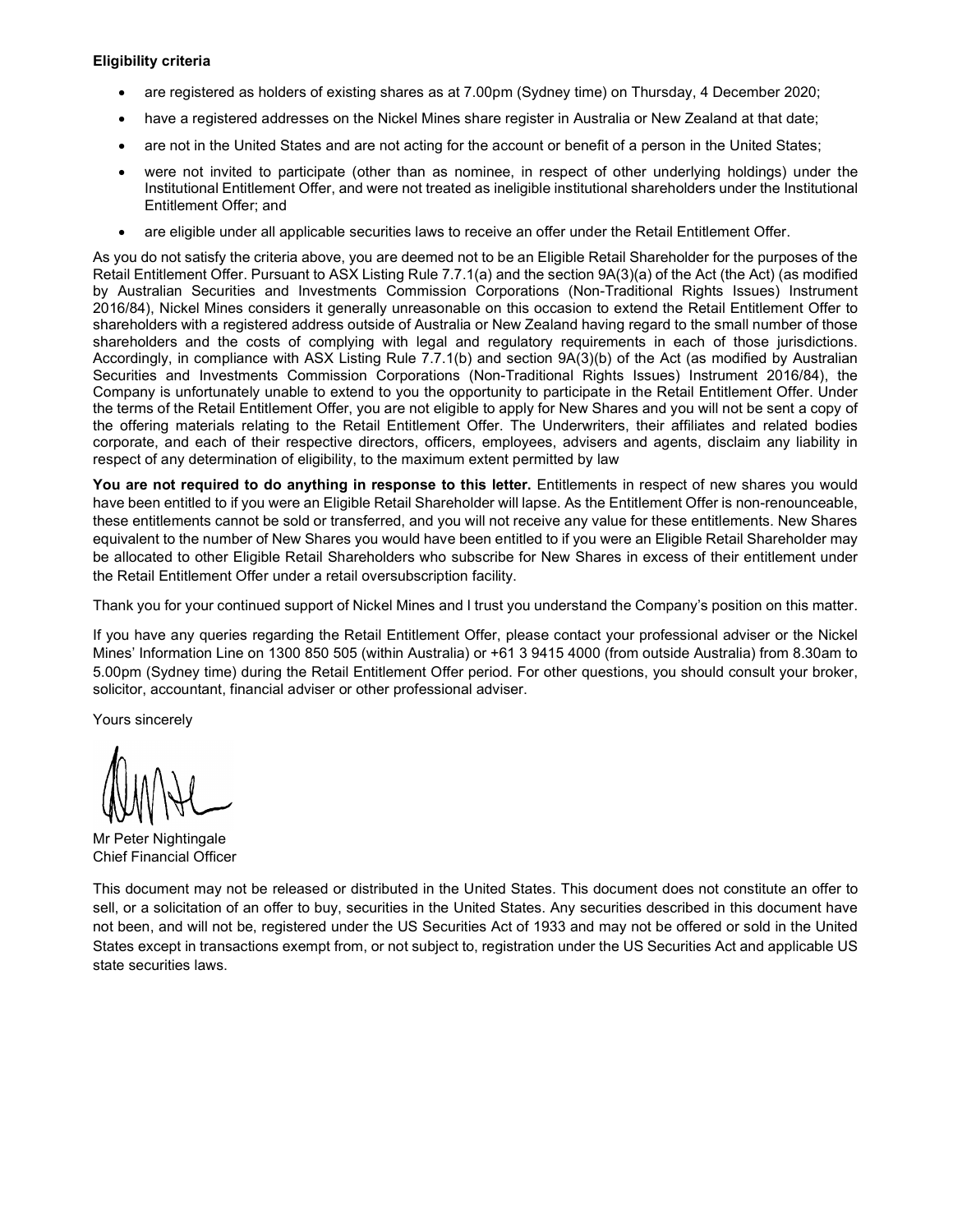**Eligibility criteria**

- are registered as holders of existing shares as at 7.00pm (Sydney time) on Thursday, 4 December 2020;
- have a registered addresses on the Nickel Mines share register in Australia or New Zealand at that date;
- are not in the United States and are not acting for the account or benefit of a person in the United States;
- were not invited to participate (other than as nominee, in respect of other underlying holdings) under the Institutional Entitlement Offer, and were not treated as ineligible institutional shareholders under the Institutional Entitlement Offer; and
- are eligible under all applicable securities laws to receive an offer under the Retail Entitlement Offer.

As you do not satisfy the criteria above, you are deemed not to be an Eligible Retail Shareholder for the purposes of the Retail Entitlement Offer. Pursuant to ASX Listing Rule 7.7.1(a) and the section 9A(3)(a) of the Act (the Act) (as modified by Australian Securities and Investments Commission Corporations (Non-Traditional Rights Issues) Instrument 2016/84), Nickel Mines considers it generally unreasonable on this occasion to extend the Retail Entitlement Offer to shareholders with a registered address outside of Australia or New Zealand having regard to the small number of those shareholders and the costs of complying with legal and regulatory requirements in each of those jurisdictions. Accordingly, in compliance with ASX Listing Rule 7.7.1(b) and section 9A(3)(b) of the Act (as modified by Australian Securities and Investments Commission Corporations (Non-Traditional Rights Issues) Instrument 2016/84), the Company is unfortunately unable to extend to you the opportunity to participate in the Retail Entitlement Offer. Under the terms of the Retail Entitlement Offer, you are not eligible to apply for New Shares and you will not be sent a copy of the offering materials relating to the Retail Entitlement Offer. The Underwriters, their affiliates and related bodies corporate, and each of their respective directors, officers, employees, advisers and agents, disclaim any liability in respect of any determination of eligibility, to the maximum extent permitted by law

**You are not required to do anything in response to this letter.** Entitlements in respect of new shares you would have been entitled to if you were an Eligible Retail Shareholder will lapse. As the Entitlement Offer is non-renounceable, these entitlements cannot be sold or transferred, and you will not receive any value for these entitlements. New Shares equivalent to the number of New Shares you would have been entitled to if you were an Eligible Retail Shareholder may be allocated to other Eligible Retail Shareholders who subscribe for New Shares in excess of their entitlement under the Retail Entitlement Offer under a retail oversubscription facility.

Thank you for your continued support of Nickel Mines and I trust you understand the Company's position on this matter.

If you have any queries regarding the Retail Entitlement Offer, please contact your professional adviser or the Nickel Mines' Information Line on 1300 850 505 (within Australia) or +61 3 9415 4000 (from outside Australia) from 8.30am to 5.00pm (Sydney time) during the Retail Entitlement Offer period. For other questions, you should consult your broker, solicitor, accountant, financial adviser or other professional adviser.

Yours sincerely

Mr Peter Nightingale
Chief Financial Officer

This document may not be released or distributed in the United States. This document does not constitute an offer to sell, or a solicitation of an offer to buy, securities in the United States. Any securities described in this document have not been, and will not be, registered under the US Securities Act of 1933 and may not be offered or sold in the United States except in transactions exempt from, or not subject to, registration under the US Securities Act and applicable US state securities laws.